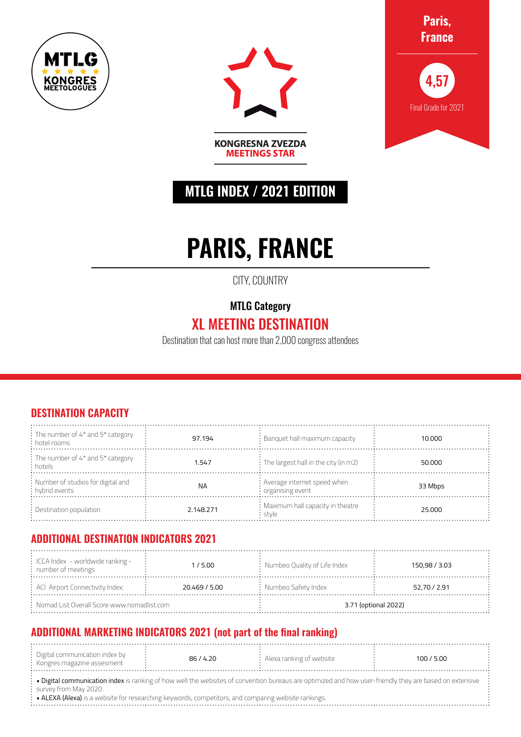MTLG KONGRES MEETOLOGUES

KONGRESNA ZVEZDA
MEETINGS STAR

**Paris, France**

**4,57**

Final Grade for 2021

**MTLG INDEX / 2021 EDITION**

# PARIS, FRANCE

CITY, COUNTRY

**MTLG Category**

## XL MEETING DESTINATION

Destination that can host more than 2,000 congress attendees

## DESTINATION CAPACITY

| | | | |
|---|---|---|---|
| The number of 4* and 5* category hotel rooms | 97.194 | Banquet hall maximum capacity | 10.000 |
| The number of 4* and 5* category hotels | 1.547 | The largest hall in the city (in m2) | 50.000 |
| Number of studios for digital and hybrid events | NA | Average internet speed when organising event | 33 Mbps |
| Destination population | 2.148.271 | Maximum hall capacity in theatre style | 25.000 |

## ADDITIONAL DESTINATION INDICATORS 2021

| | | | |
|---|---|---|---|
| ICCA Index - worldwide ranking - number of meetings | 1 / 5.00 | Numbeo Quality of Life Index | 150,98 / 3.03 |
| ACI Airport Connectivity Index: | 20.469 / 5.00 | Numbeo Safety Index | 52,70 / 2.91 |
| Nomad List Overall Score www.nomadlist.com | | 3.71 (optional 2022) | |

## ADDITIONAL MARKETING INDICATORS 2021 (not part of the final ranking)

| | | | |
|---|---|---|---|
| Digital communication index by Kongres magazine assesment | 86 / 4.20 | Alexa ranking of website | 100 / 5.00 |

- **Digital communication index** is ranking of how well the websites of convention bureaus are optimized and how user-friendly they are based on extensive survey from May 2020.
- **ALEXA (Alexa)** is a website for researching keywords, competitors, and comparing website rankings.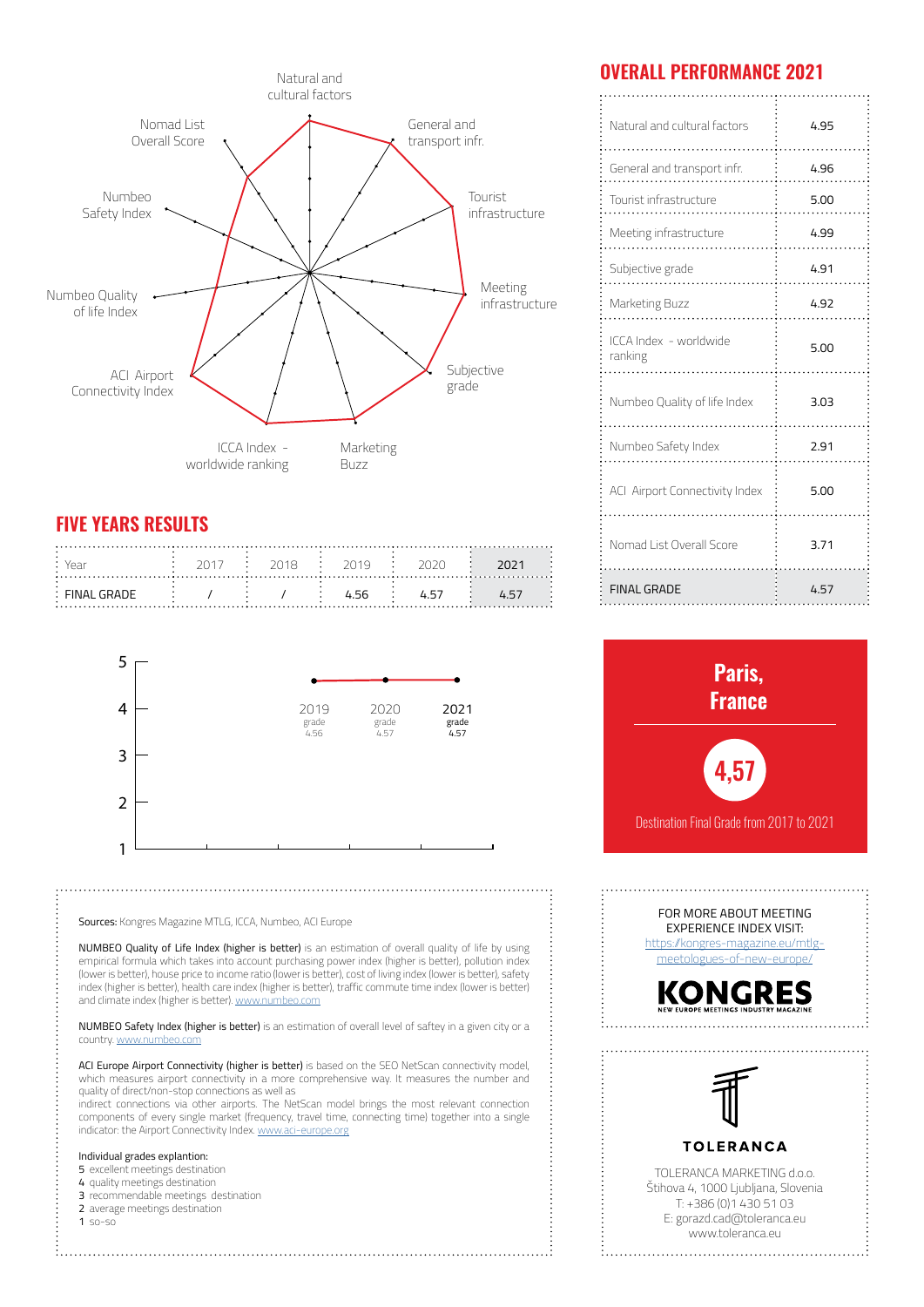Natural and cultural factors
General and transport infr.
Tourist infrastructure
Meeting infrastructure
Subjective grade
Marketing Buzz
ICCA Index - worldwide ranking
ACI Airport Connectivity Index
Numbeo Quality of life Index
Numbeo Safety Index
Nomad List Overall Score

## OVERALL PERFORMANCE 2021

| | |
|---|---|
| Natural and cultural factors | 4.95 |
| General and transport infr. | 4.96 |
| Tourist infrastructure | 5.00 |
| Meeting infrastructure | 4.99 |
| Subjective grade | 4.91 |
| Marketing Buzz | 4.92 |
| ICCA Index - worldwide ranking | 5.00 |
| Numbeo Quality of life Index | 3.03 |
| Numbeo Safety Index | 2.91 |
| ACI Airport Connectivity Index | 5.00 |
| Nomad List Overall Score | 3.71 |
| FINAL GRADE | 4.57 |

## FIVE YEARS RESULTS

| Year | 2017 | 2018 | 2019 | 2020 | 2021 |
|---|---|---|---|---|---|
| FINAL GRADE | / | / | 4.56 | 4.57 | 4.57 |

5
4
3
2
1

2019 grade 4.56
2020 grade 4.57
2021 grade 4.57

## Paris, France

**4,57**

Destination Final Grade from 2017 to 2021

Sources: Kongres Magazine MTLG, ICCA, Numbeo, ACI Europe

**NUMBEO Quality of Life Index (higher is better)** is an estimation of overall quality of life by using empirical formula which takes into account purchasing power index (higher is better), pollution index (lower is better), house price to income ratio (lower is better), cost of living index (lower is better), safety index (higher is better), health care index (higher is better), traffic commute time index (lower is better) and climate index (higher is better). www.numbeo.com

**NUMBEO Safety Index (higher is better)** is an estimation of overall level of saftey in a given city or a country. www.numbeo.com

**ACI Europe Airport Connectivity (higher is better)** is based on the SEO NetScan connectivity model, which measures airport connectivity in a more comprehensive way. It measures the number and quality of direct/non-stop connections as well as indirect connections via other airports. The NetScan model brings the most relevant connection components of every single market (frequency, travel time, connecting time) together into a single indicator: the Airport Connectivity Index. www.aci-europe.org

Individual grades explanation:
- 5 excellent meetings destination
- 4 quality meetings destination
- 3 recommendable meetings destination
- 2 average meetings destination
- 1 so-so

FOR MORE ABOUT MEETING EXPERIENCE INDEX VISIT:
https://kongres-magazine.eu/mtlg-meetologues-of-new-europe/

KONGRES
NEW EUROPE MEETINGS INDUSTRY MAGAZINE

TOLERANCA

TOLERANCA MARKETING d.o.o.
Štihova 4, 1000 Ljubljana, Slovenia
T: +386 (0)1 430 51 03
E: gorazd.cad@toleranca.eu
www.toleranca.eu